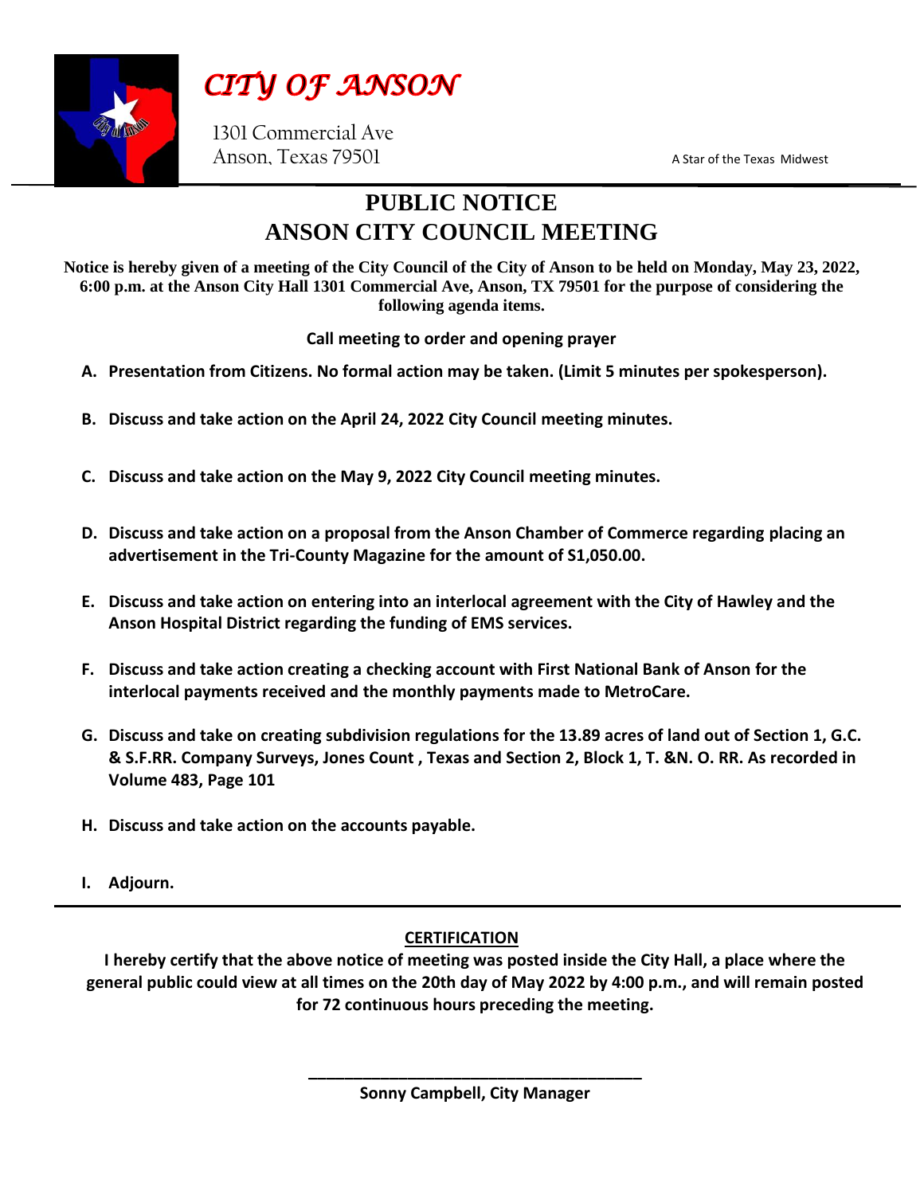# *CITY OF ANSON*

1301 Commercial Ave
Anson, Texas 79501

A Star of the Texas Midwest

## PUBLIC NOTICE
## ANSON CITY COUNCIL MEETING

**Notice is hereby given of a meeting of the City Council of the City of Anson to be held on Monday, May 23, 2022, 6:00 p.m. at the Anson City Hall 1301 Commercial Ave, Anson, TX 79501 for the purpose of considering the following agenda items.**

**Call meeting to order and opening prayer**

- **A. Presentation from Citizens. No formal action may be taken. (Limit 5 minutes per spokesperson).**
- **B. Discuss and take action on the April 24, 2022 City Council meeting minutes.**
- **C. Discuss and take action on the May 9, 2022 City Council meeting minutes.**
- **D. Discuss and take action on a proposal from the Anson Chamber of Commerce regarding placing an advertisement in the Tri-County Magazine for the amount of S1,050.00.**
- **E. Discuss and take action on entering into an interlocal agreement with the City of Hawley and the Anson Hospital District regarding the funding of EMS services.**
- **F. Discuss and take action creating a checking account with First National Bank of Anson for the interlocal payments received and the monthly payments made to MetroCare.**
- **G. Discuss and take on creating subdivision regulations for the 13.89 acres of land out of Section 1, G.C. & S.F.RR. Company Surveys, Jones Count , Texas and Section 2, Block 1, T. &N. O. RR. As recorded in Volume 483, Page 101**
- **H. Discuss and take action on the accounts payable.**
- **I. Adjourn.**

---

**CERTIFICATION**

**I hereby certify that the above notice of meeting was posted inside the City Hall, a place where the general public could view at all times on the 20th day of May 2022 by 4:00 p.m., and will remain posted for 72 continuous hours preceding the meeting.**

\_\_\_\_\_\_\_\_\_\_\_\_\_\_\_\_\_\_\_\_\_\_\_\_\_\_\_\_\_\_\_\_\_\_\_\_\_\_

**Sonny Campbell, City Manager**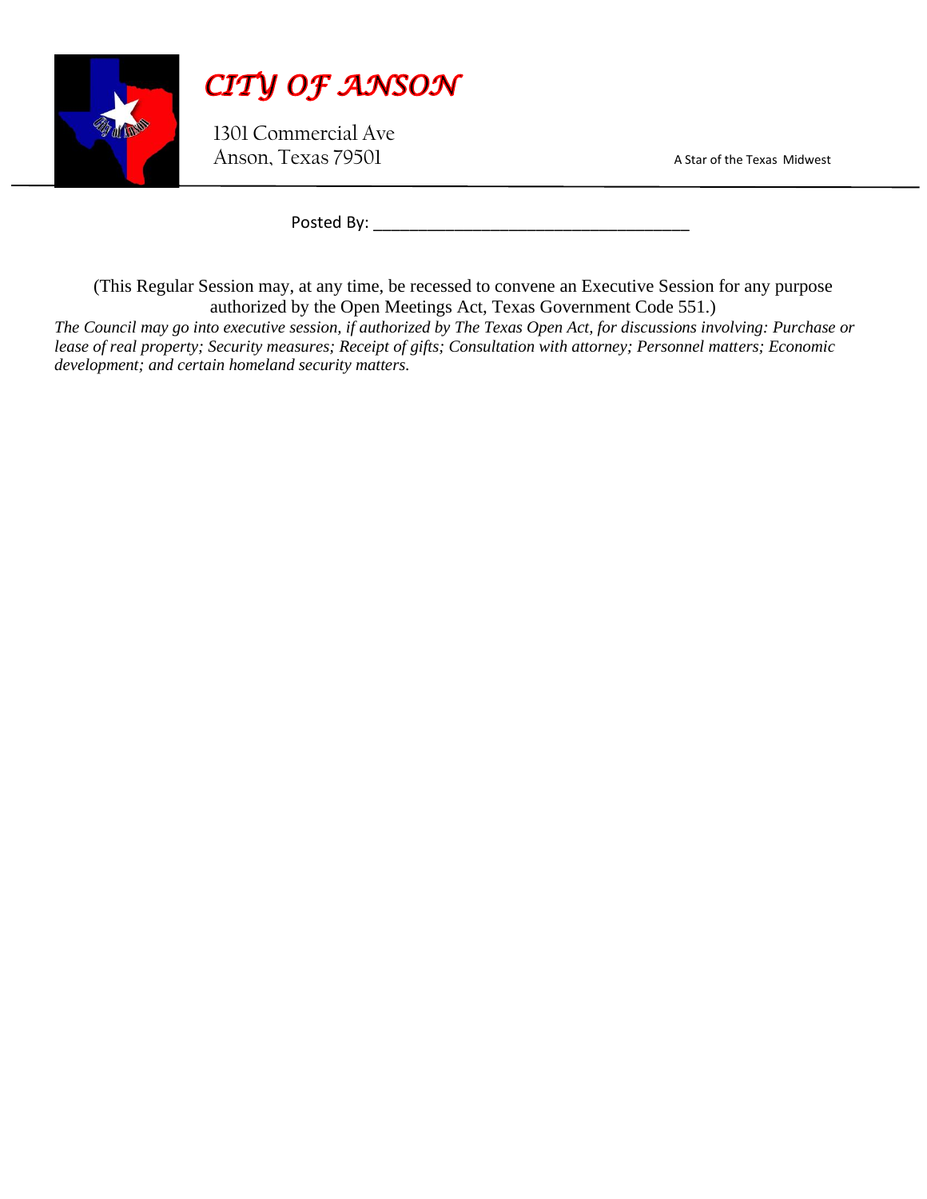# CITY OF ANSON

1301 Commercial Ave
Anson, Texas 79501

A Star of the Texas Midwest

Posted By: ___________________________________

(This Regular Session may, at any time, be recessed to convene an Executive Session for any purpose authorized by the Open Meetings Act, Texas Government Code 551.)

*The Council may go into executive session, if authorized by The Texas Open Act, for discussions involving: Purchase or lease of real property; Security measures; Receipt of gifts; Consultation with attorney; Personnel matters; Economic development; and certain homeland security matters.*